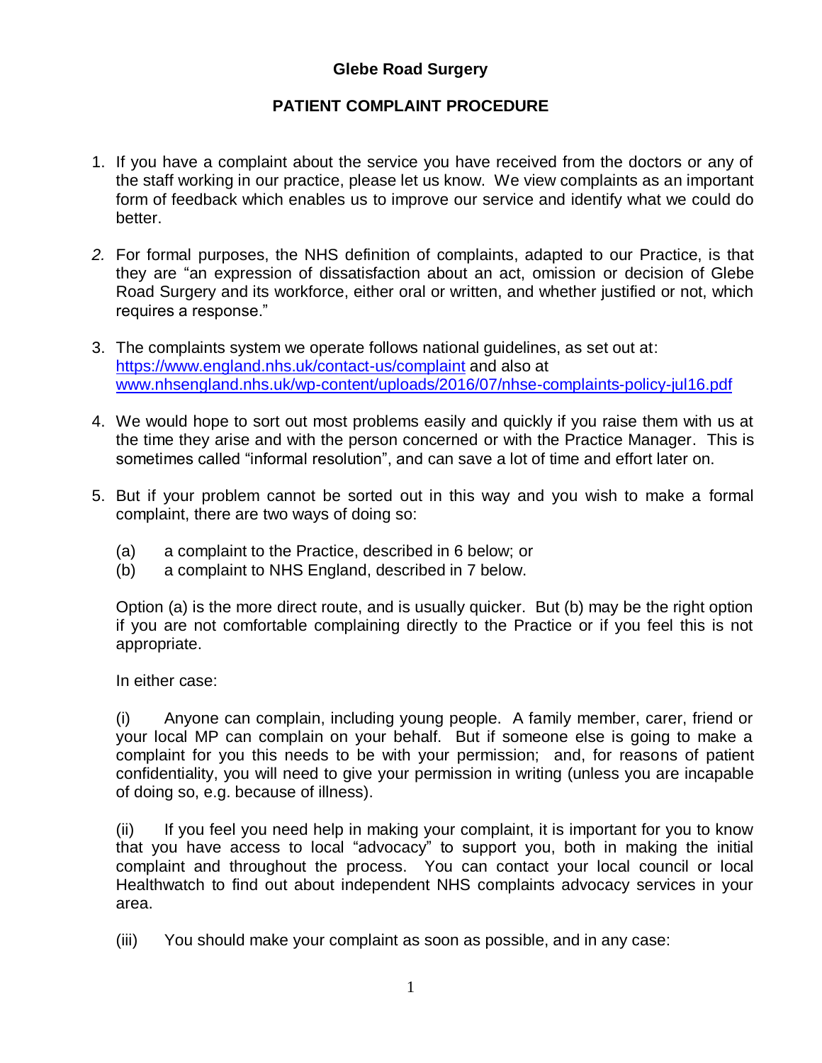# Glebe Road Surgery

## PATIENT COMPLAINT PROCEDURE

1. If you have a complaint about the service you have received from the doctors or any of the staff working in our practice, please let us know. We view complaints as an important form of feedback which enables us to improve our service and identify what we could do better.

2. For formal purposes, the NHS definition of complaints, adapted to our Practice, is that they are "an expression of dissatisfaction about an act, omission or decision of Glebe Road Surgery and its workforce, either oral or written, and whether justified or not, which requires a response."

3. The complaints system we operate follows national guidelines, as set out at: [https://www.england.nhs.uk/contact-us/complaint](https://www.england.nhs.uk/contact-us/complaint) and also at [www.nhsengland.nhs.uk/wp-content/uploads/2016/07/nhse-complaints-policy-jul16.pdf](www.nhsengland.nhs.uk/wp-content/uploads/2016/07/nhse-complaints-policy-jul16.pdf)

4. We would hope to sort out most problems easily and quickly if you raise them with us at the time they arise and with the person concerned or with the Practice Manager. This is sometimes called "informal resolution", and can save a lot of time and effort later on.

5. But if your problem cannot be sorted out in this way and you wish to make a formal complaint, there are two ways of doing so:

   (a) a complaint to the Practice, described in 6 below; or
   (b) a complaint to NHS England, described in 7 below.

   Option (a) is the more direct route, and is usually quicker. But (b) may be the right option if you are not comfortable complaining directly to the Practice or if you feel this is not appropriate.

   In either case:

   (i) Anyone can complain, including young people. A family member, carer, friend or your local MP can complain on your behalf. But if someone else is going to make a complaint for you this needs to be with your permission; and, for reasons of patient confidentiality, you will need to give your permission in writing (unless you are incapable of doing so, e.g. because of illness).

   (ii) If you feel you need help in making your complaint, it is important for you to know that you have access to local "advocacy" to support you, both in making the initial complaint and throughout the process. You can contact your local council or local Healthwatch to find out about independent NHS complaints advocacy services in your area.

   (iii) You should make your complaint as soon as possible, and in any case: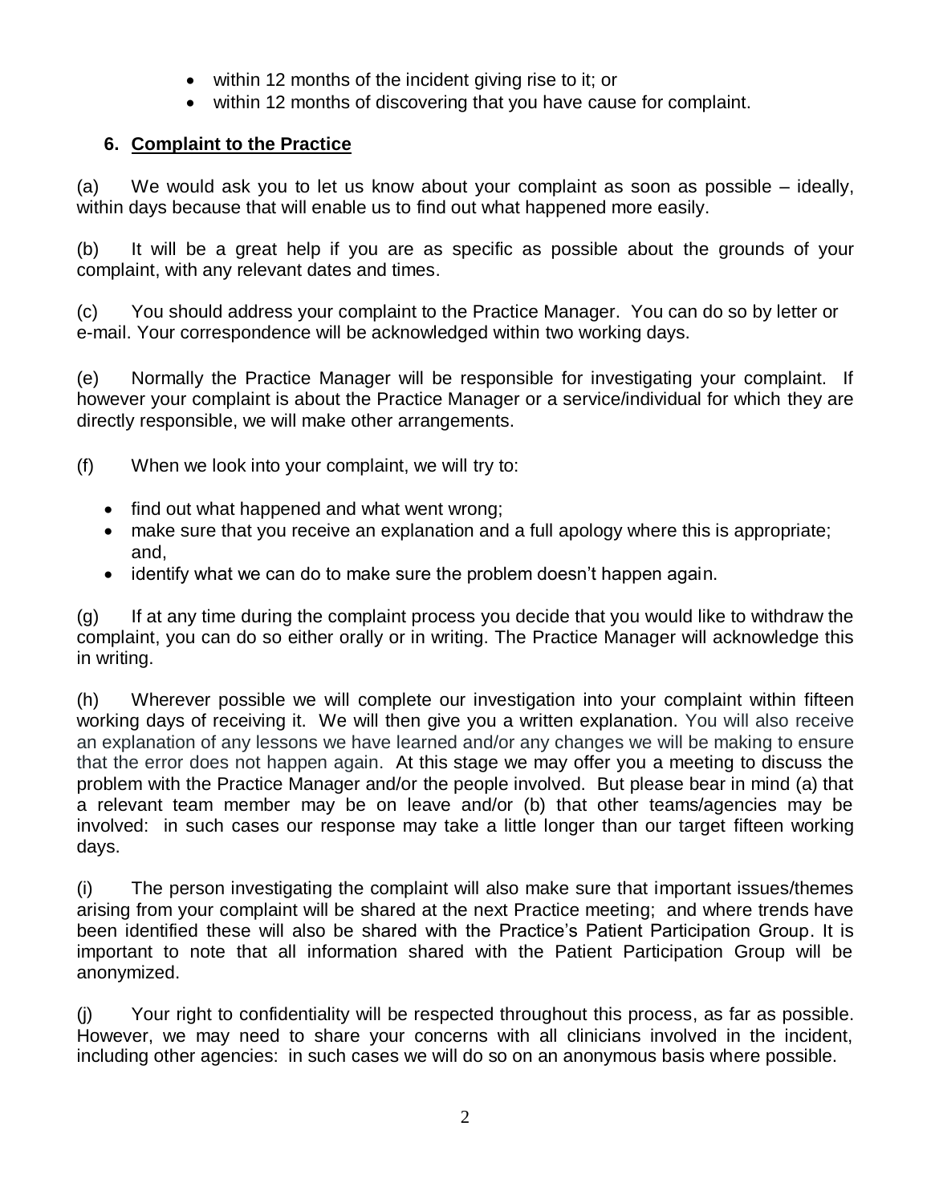- within 12 months of the incident giving rise to it; or
- within 12 months of discovering that you have cause for complaint.

## 6. Complaint to the Practice

(a) We would ask you to let us know about your complaint as soon as possible – ideally, within days because that will enable us to find out what happened more easily.

(b) It will be a great help if you are as specific as possible about the grounds of your complaint, with any relevant dates and times.

(c) You should address your complaint to the Practice Manager. You can do so by letter or e-mail. Your correspondence will be acknowledged within two working days.

(e) Normally the Practice Manager will be responsible for investigating your complaint. If however your complaint is about the Practice Manager or a service/individual for which they are directly responsible, we will make other arrangements.

(f) When we look into your complaint, we will try to:

- find out what happened and what went wrong;
- make sure that you receive an explanation and a full apology where this is appropriate; and,
- identify what we can do to make sure the problem doesn't happen again.

(g) If at any time during the complaint process you decide that you would like to withdraw the complaint, you can do so either orally or in writing. The Practice Manager will acknowledge this in writing.

(h) Wherever possible we will complete our investigation into your complaint within fifteen working days of receiving it. We will then give you a written explanation. You will also receive an explanation of any lessons we have learned and/or any changes we will be making to ensure that the error does not happen again. At this stage we may offer you a meeting to discuss the problem with the Practice Manager and/or the people involved. But please bear in mind (a) that a relevant team member may be on leave and/or (b) that other teams/agencies may be involved: in such cases our response may take a little longer than our target fifteen working days.

(i) The person investigating the complaint will also make sure that important issues/themes arising from your complaint will be shared at the next Practice meeting; and where trends have been identified these will also be shared with the Practice's Patient Participation Group. It is important to note that all information shared with the Patient Participation Group will be anonymized.

(j) Your right to confidentiality will be respected throughout this process, as far as possible. However, we may need to share your concerns with all clinicians involved in the incident, including other agencies: in such cases we will do so on an anonymous basis where possible.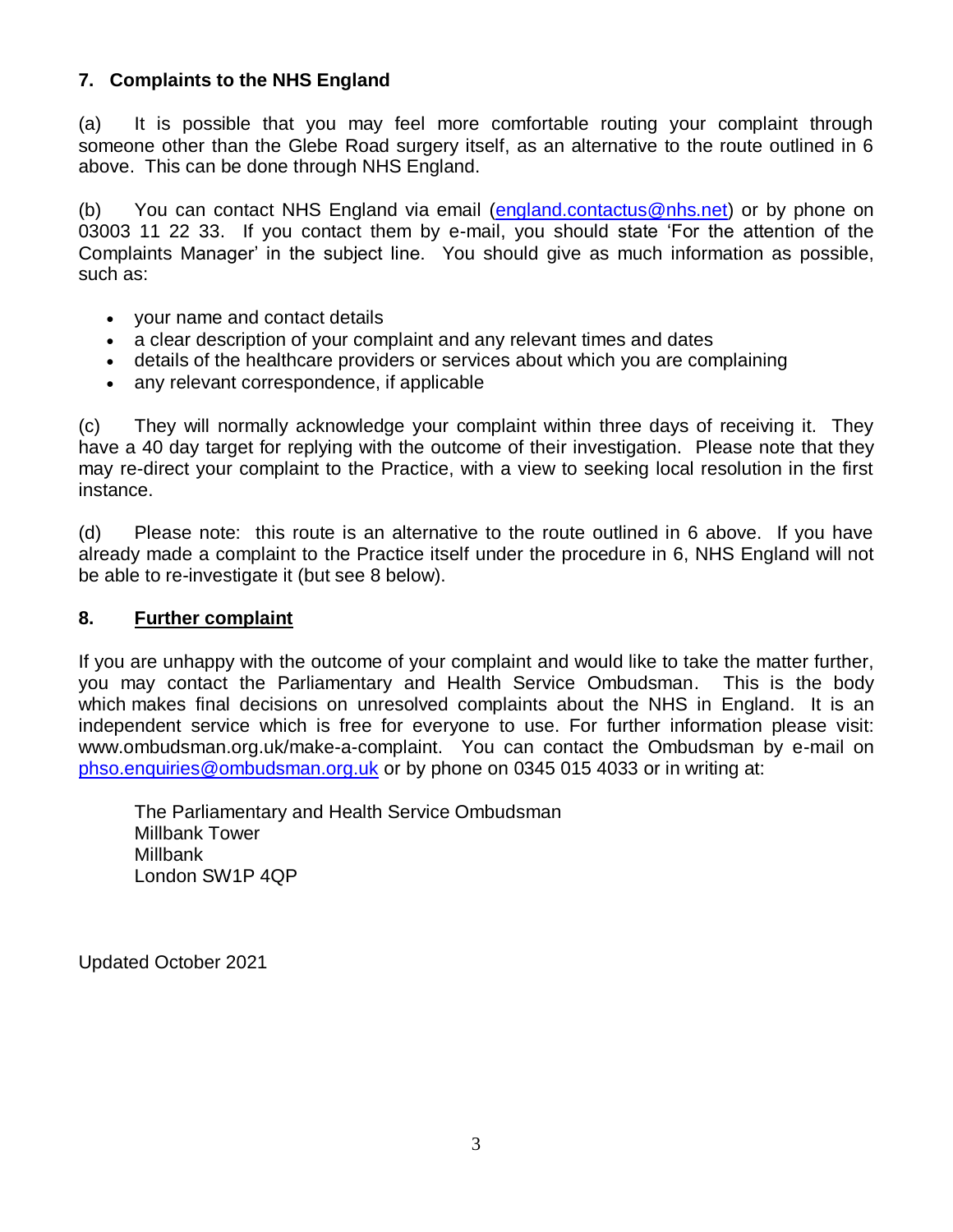## 7. Complaints to the NHS England

(a) It is possible that you may feel more comfortable routing your complaint through someone other than the Glebe Road surgery itself, as an alternative to the route outlined in 6 above. This can be done through NHS England.

(b) You can contact NHS England via email (england.contactus@nhs.net) or by phone on 03003 11 22 33. If you contact them by e-mail, you should state 'For the attention of the Complaints Manager' in the subject line. You should give as much information as possible, such as:

- your name and contact details
- a clear description of your complaint and any relevant times and dates
- details of the healthcare providers or services about which you are complaining
- any relevant correspondence, if applicable

(c) They will normally acknowledge your complaint within three days of receiving it. They have a 40 day target for replying with the outcome of their investigation. Please note that they may re-direct your complaint to the Practice, with a view to seeking local resolution in the first instance.

(d) Please note: this route is an alternative to the route outlined in 6 above. If you have already made a complaint to the Practice itself under the procedure in 6, NHS England will not be able to re-investigate it (but see 8 below).

## 8. <u>Further complaint</u>

If you are unhappy with the outcome of your complaint and would like to take the matter further, you may contact the Parliamentary and Health Service Ombudsman. This is the body which makes final decisions on unresolved complaints about the NHS in England. It is an independent service which is free for everyone to use. For further information please visit: www.ombudsman.org.uk/make-a-complaint. You can contact the Ombudsman by e-mail on phso.enquiries@ombudsman.org.uk or by phone on 0345 015 4033 or in writing at:

The Parliamentary and Health Service Ombudsman
Millbank Tower
Millbank
London SW1P 4QP

Updated October 2021